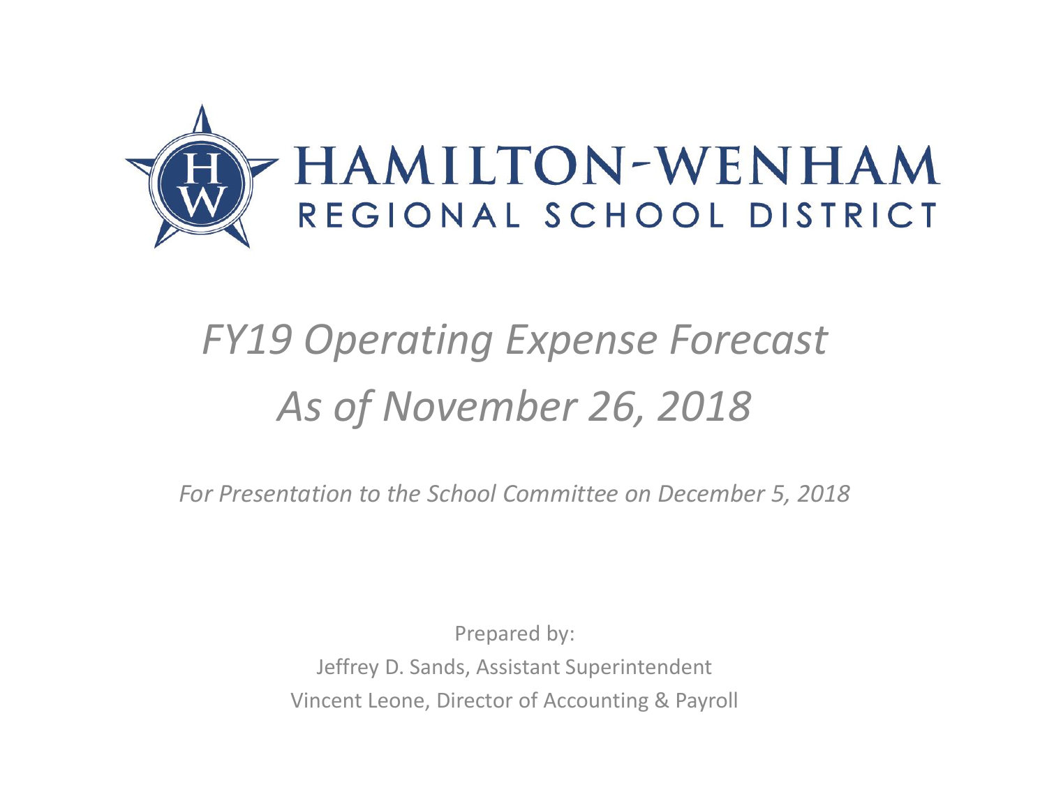# HAMILTON-WENHAM REGIONAL SCHOOL DISTRICT

## *FY19 Operating Expense Forecast*
## *As of November 26, 2018*

*For Presentation to the School Committee on December 5, 2018*

Prepared by:
Jeffrey D. Sands, Assistant Superintendent
Vincent Leone, Director of Accounting & Payroll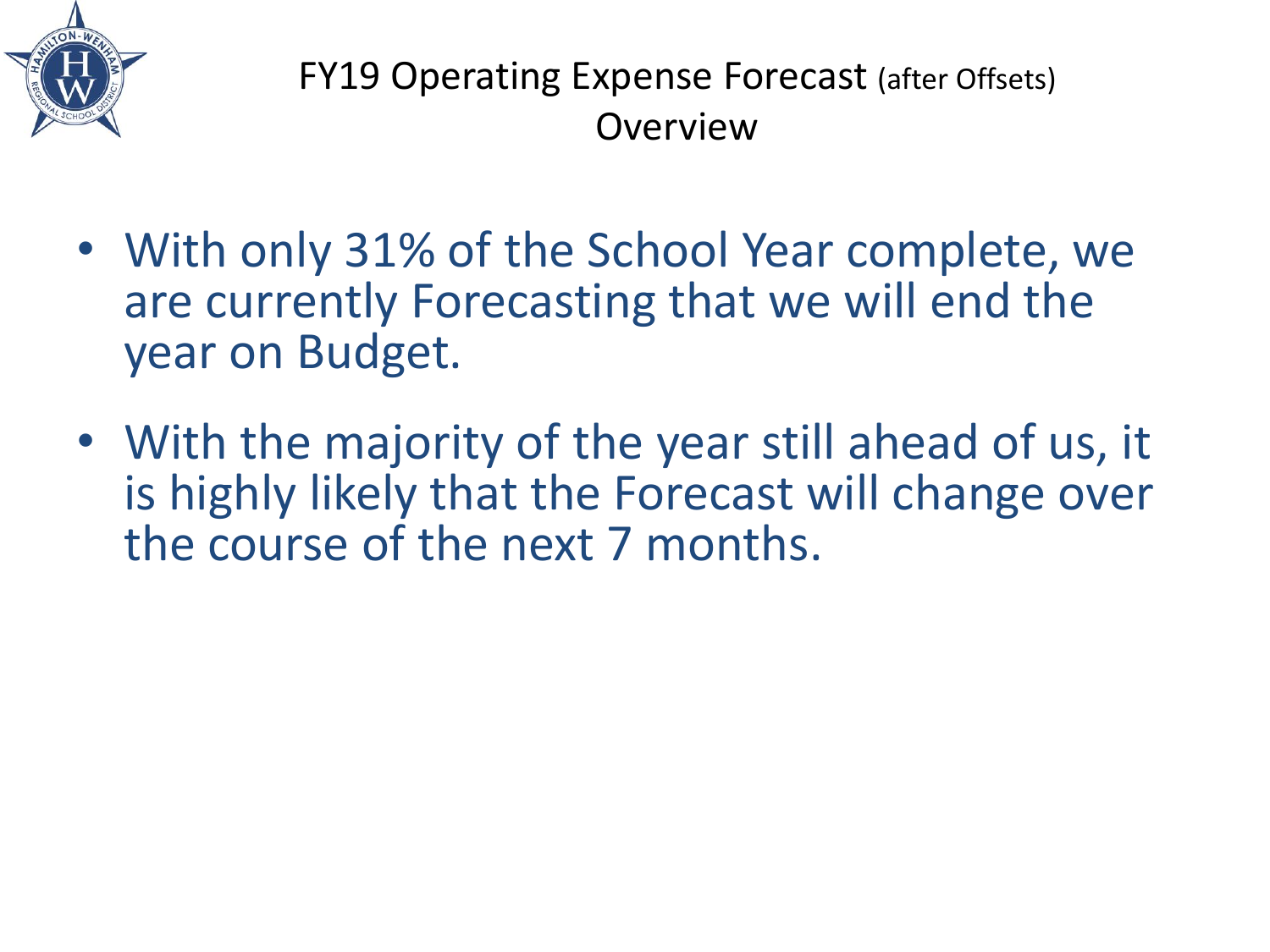# FY19 Operating Expense Forecast (after Offsets) Overview

- With only 31% of the School Year complete, we are currently Forecasting that we will end the year on Budget.
- With the majority of the year still ahead of us, it is highly likely that the Forecast will change over the course of the next 7 months.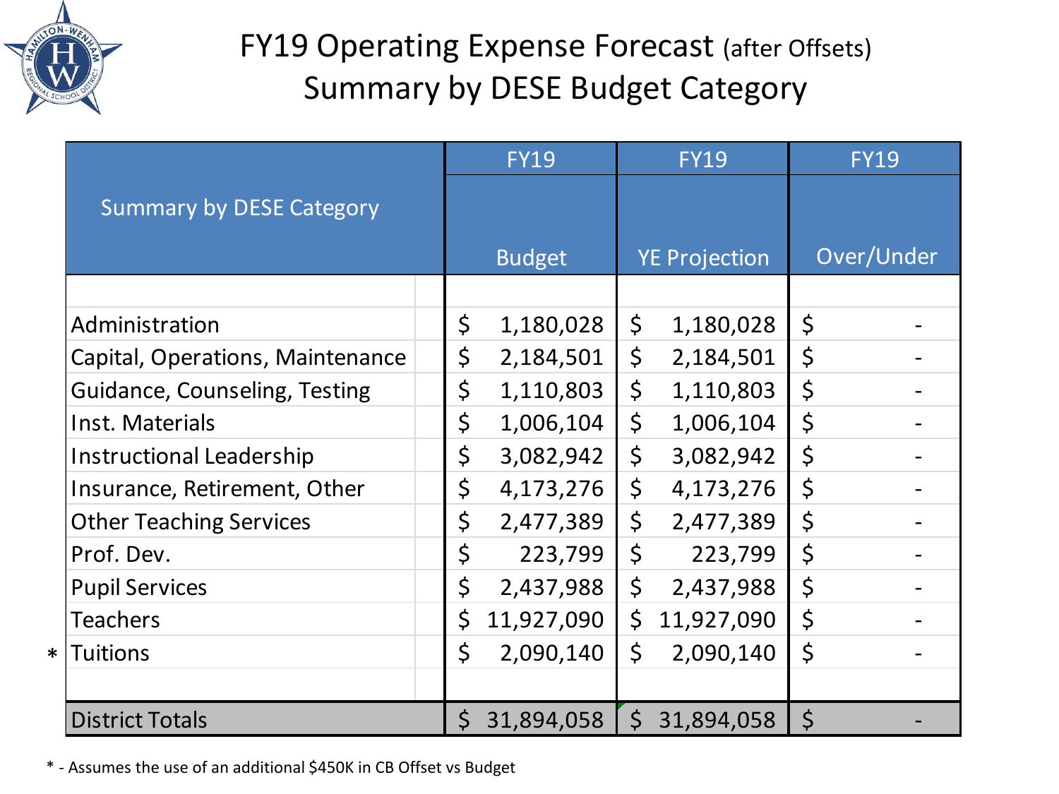# FY19 Operating Expense Forecast (after Offsets)
## Summary by DESE Budget Category

| Summary by DESE Category | FY19 Budget | FY19 YE Projection | FY19 Over/Under |
|---|---|---|---|
| Administration | $ 1,180,028 | $ 1,180,028 | $ - |
| Capital, Operations, Maintenance | $ 2,184,501 | $ 2,184,501 | $ - |
| Guidance, Counseling, Testing | $ 1,110,803 | $ 1,110,803 | $ - |
| Inst. Materials | $ 1,006,104 | $ 1,006,104 | $ - |
| Instructional Leadership | $ 3,082,942 | $ 3,082,942 | $ - |
| Insurance, Retirement, Other | $ 4,173,276 | $ 4,173,276 | $ - |
| Other Teaching Services | $ 2,477,389 | $ 2,477,389 | $ - |
| Prof. Dev. | $ 223,799 | $ 223,799 | $ - |
| Pupil Services | $ 2,437,988 | $ 2,437,988 | $ - |
| Teachers | $ 11,927,090 | $ 11,927,090 | $ - |
| * Tuitions | $ 2,090,140 | $ 2,090,140 | $ - |
| District Totals | $ 31,894,058 | $ 31,894,058 | $ - |

* - Assumes the use of an additional $450K in CB Offset vs Budget